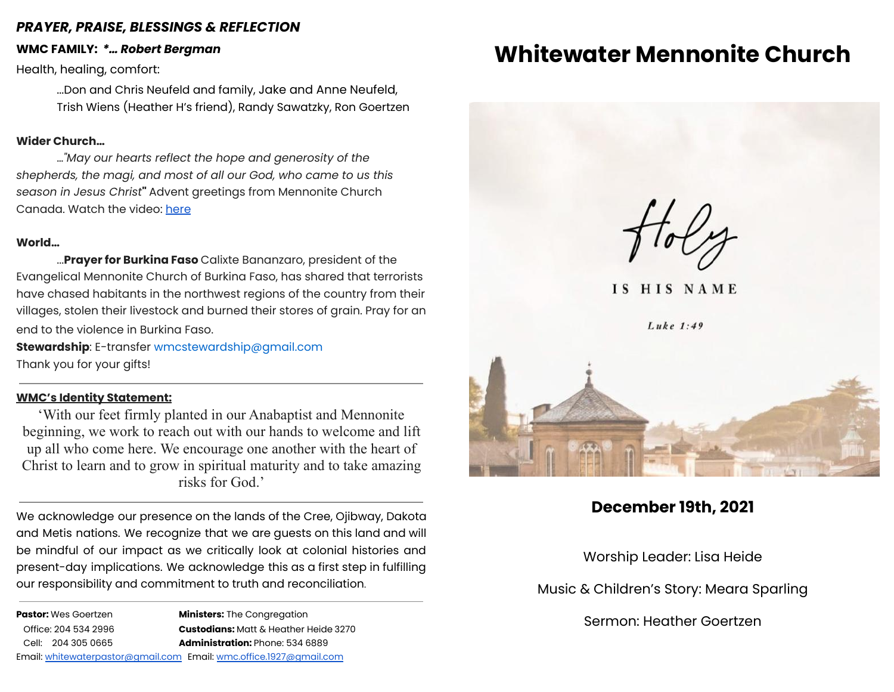***PRAYER, PRAISE, BLESSINGS & REFLECTION***

**WMC FAMILY:** ***\*… Robert Bergman***

Health, healing, comfort:

…Don and Chris Neufeld and family, Jake and Anne Neufeld, Trish Wiens (Heather H's friend), Randy Sawatzky, Ron Goertzen

**Wider Church…**

…*"May our hearts reflect the hope and generosity of the shepherds, the magi, and most of all our God, who came to us this season in Jesus Christ*" Advent greetings from Mennonite Church Canada. Watch the video: here

**World…**

…**Prayer for Burkina Faso** Calixte Bananzaro, president of the Evangelical Mennonite Church of Burkina Faso, has shared that terrorists have chased habitants in the northwest regions of the country from their villages, stolen their livestock and burned their stores of grain. Pray for an end to the violence in Burkina Faso.

**Stewardship**: E-transfer wmcstewardship@gmail.com

Thank you for your gifts!

---

**WMC's Identity Statement:**

'With our feet firmly planted in our Anabaptist and Mennonite beginning, we work to reach out with our hands to welcome and lift up all who come here. We encourage one another with the heart of Christ to learn and to grow in spiritual maturity and to take amazing risks for God.'

---

We acknowledge our presence on the lands of the Cree, Ojibway, Dakota and Metis nations. We recognize that we are guests on this land and will be mindful of our impact as we critically look at colonial histories and present-day implications. We acknowledge this as a first step in fulfilling our responsibility and commitment to truth and reconciliation.

---

**Pastor:** Wes Goertzen
Office: 204 534 2996
Cell: 204 305 0665
Email: whitewaterpastor@gmail.com

**Ministers:** The Congregation
**Custodians:** Matt & Heather Heide 3270
**Administration:** Phone: 534 6889
Email: wmc.office.1927@gmail.com

# Whitewater Mennonite Church

Holy IS HIS NAME
Luke 1:49

## December 19th, 2021

Worship Leader: Lisa Heide

Music & Children's Story: Meara Sparling

Sermon: Heather Goertzen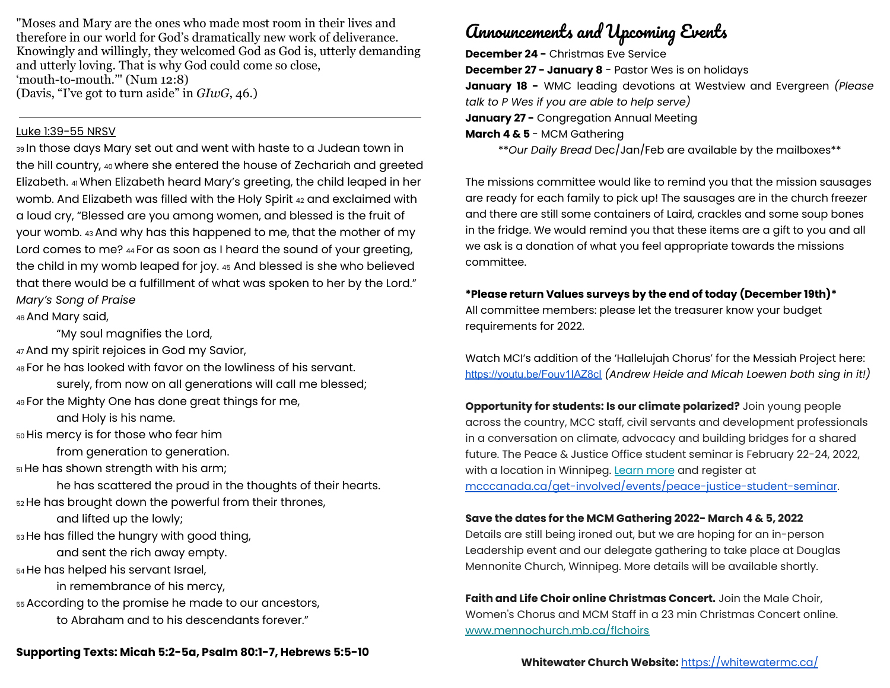"Moses and Mary are the ones who made most room in their lives and therefore in our world for God's dramatically new work of deliverance. Knowingly and willingly, they welcomed God as God is, utterly demanding and utterly loving. That is why God could come so close, 'mouth-to-mouth.'" (Num 12:8)
(Davis, "I've got to turn aside" in *GIwG*, 46.)

---

Luke 1:39-55 NRSV

39 In those days Mary set out and went with haste to a Judean town in the hill country, 40 where she entered the house of Zechariah and greeted Elizabeth. 41 When Elizabeth heard Mary's greeting, the child leaped in her womb. And Elizabeth was filled with the Holy Spirit 42 and exclaimed with a loud cry, "Blessed are you among women, and blessed is the fruit of your womb. 43 And why has this happened to me, that the mother of my Lord comes to me? 44 For as soon as I heard the sound of your greeting, the child in my womb leaped for joy. 45 And blessed is she who believed that there would be a fulfillment of what was spoken to her by the Lord."

*Mary's Song of Praise*

46 And Mary said,
"My soul magnifies the Lord,
47 And my spirit rejoices in God my Savior,
48 For he has looked with favor on the lowliness of his servant.
surely, from now on all generations will call me blessed;
49 For the Mighty One has done great things for me,
and Holy is his name.
50 His mercy is for those who fear him
from generation to generation.
51 He has shown strength with his arm;
he has scattered the proud in the thoughts of their hearts.
52 He has brought down the powerful from their thrones,
and lifted up the lowly;
53 He has filled the hungry with good thing,
and sent the rich away empty.
54 He has helped his servant Israel,
in remembrance of his mercy,
55 According to the promise he made to our ancestors,
to Abraham and to his descendants forever."

**Supporting Texts: Micah 5:2-5a, Psalm 80:1-7, Hebrews 5:5-10**

# Announcements and Upcoming Events

**December 24 -** Christmas Eve Service
**December 27 - January 8** - Pastor Wes is on holidays
**January 18 -** WMC leading devotions at Westview and Evergreen *(Please talk to P Wes if you are able to help serve)*
**January 27 -** Congregation Annual Meeting
**March 4 & 5** - MCM Gathering

\*\**Our Daily Bread* Dec/Jan/Feb are available by the mailboxes\*\*

The missions committee would like to remind you that the mission sausages are ready for each family to pick up! The sausages are in the church freezer and there are still some containers of Laird, crackles and some soup bones in the fridge. We would remind you that these items are a gift to you and all we ask is a donation of what you feel appropriate towards the missions committee.

**\*Please return Values surveys by the end of today (December 19th)\***
All committee members: please let the treasurer know your budget requirements for 2022.

Watch MCI's addition of the 'Hallelujah Chorus' for the Messiah Project here: https://youtu.be/Fouv1IAZ8cI *(Andrew Heide and Micah Loewen both sing in it!)*

**Opportunity for students: Is our climate polarized?** Join young people across the country, MCC staff, civil servants and development professionals in a conversation on climate, advocacy and building bridges for a shared future. The Peace & Justice Office student seminar is February 22-24, 2022, with a location in Winnipeg. Learn more and register at mcccanada.ca/get-involved/events/peace-justice-student-seminar.

**Save the dates for the MCM Gathering 2022- March 4 & 5, 2022**
Details are still being ironed out, but we are hoping for an in-person Leadership event and our delegate gathering to take place at Douglas Mennonite Church, Winnipeg. More details will be available shortly.

**Faith and Life Choir online Christmas Concert.** Join the Male Choir, Women's Chorus and MCM Staff in a 23 min Christmas Concert online. www.mennochurch.mb.ca/flchoirs

**Whitewater Church Website:** https://whitewatermc.ca/